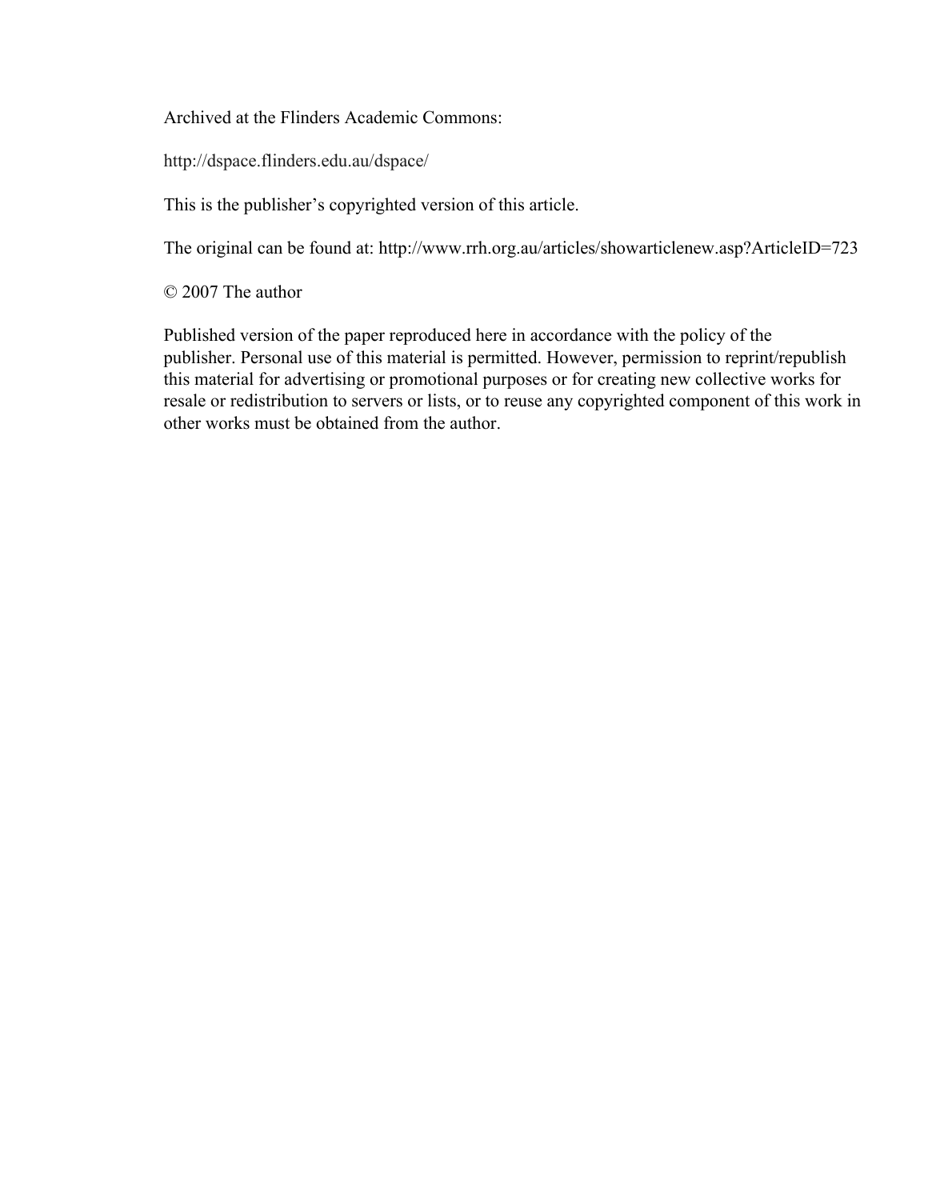Archived at the Flinders Academic Commons:

http://dspace.flinders.edu.au/dspace/

This is the publisher's copyrighted version of this article.

The original can be found at: http://www.rrh.org.au/articles/showarticlenew.asp?ArticleID=723

© 2007 The author

Published version of the paper reproduced here in accordance with the policy of the publisher. Personal use of this material is permitted. However, permission to reprint/republish this material for advertising or promotional purposes or for creating new collective works for resale or redistribution to servers or lists, or to reuse any copyrighted component of this work in other works must be obtained from the author.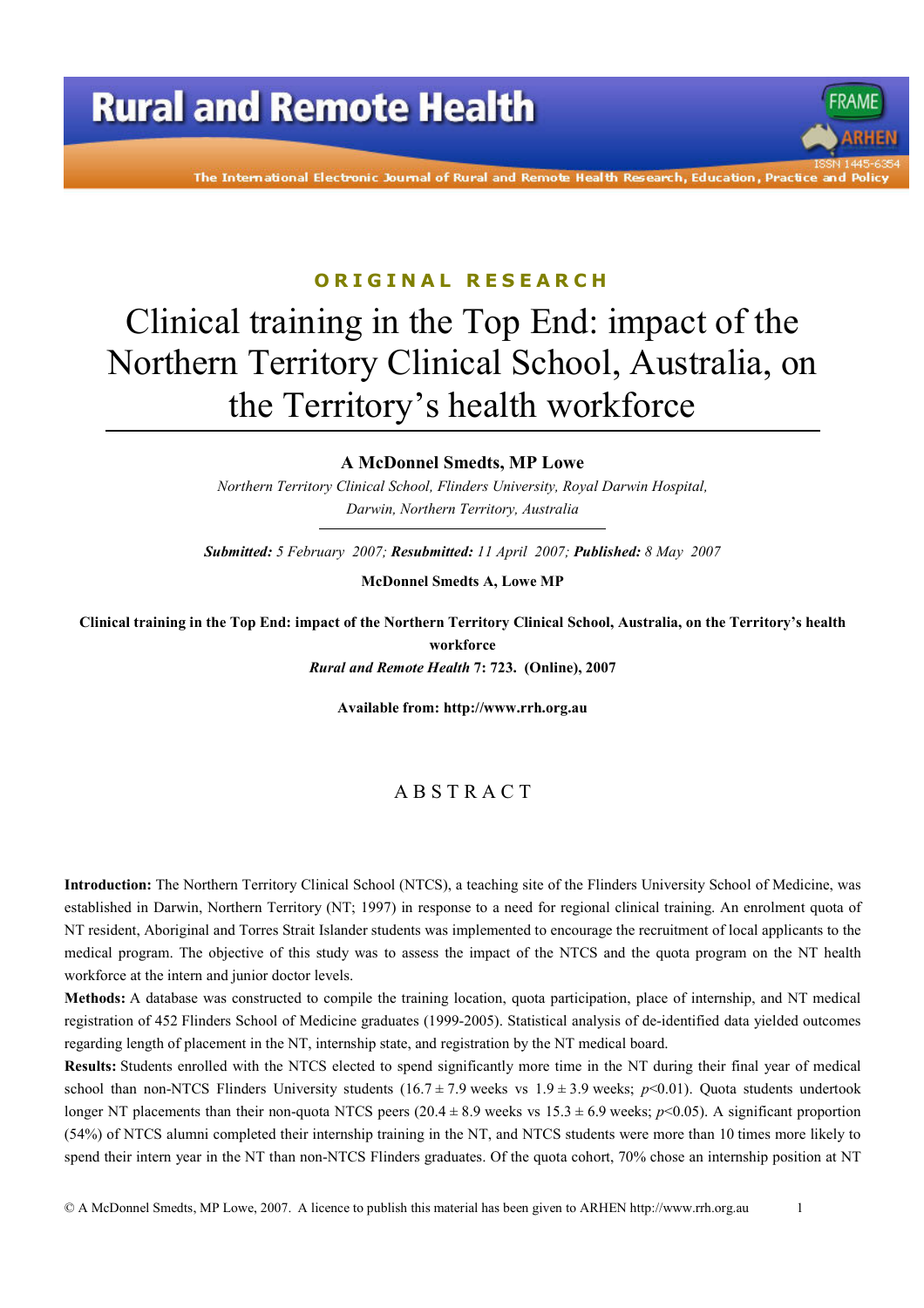ORIGINAL RESEARCH

# Clinical training in the Top End: impact of the Northern Territory Clinical School, Australia, on the Territory's health workforce

**A McDonnel Smedts, MP Lowe**

*Northern Territory Clinical School, Flinders University, Royal Darwin Hospital, Darwin, Northern Territory, Australia*

***Submitted:*** *5 February 2007;* ***Resubmitted:*** *11 April 2007;* ***Published:*** *8 May 2007*

**McDonnel Smedts A, Lowe MP**

**Clinical training in the Top End: impact of the Northern Territory Clinical School, Australia, on the Territory's health workforce**

***Rural and Remote Health*** **7: 723. (Online), 2007**

**Available from: http://www.rrh.org.au**

## ABSTRACT

**Introduction:** The Northern Territory Clinical School (NTCS), a teaching site of the Flinders University School of Medicine, was established in Darwin, Northern Territory (NT; 1997) in response to a need for regional clinical training. An enrolment quota of NT resident, Aboriginal and Torres Strait Islander students was implemented to encourage the recruitment of local applicants to the medical program. The objective of this study was to assess the impact of the NTCS and the quota program on the NT health workforce at the intern and junior doctor levels.

**Methods:** A database was constructed to compile the training location, quota participation, place of internship, and NT medical registration of 452 Flinders School of Medicine graduates (1999-2005). Statistical analysis of de-identified data yielded outcomes regarding length of placement in the NT, internship state, and registration by the NT medical board.

**Results:** Students enrolled with the NTCS elected to spend significantly more time in the NT during their final year of medical school than non-NTCS Flinders University students ($16.7 \pm 7.9$ weeks vs $1.9 \pm 3.9$ weeks; $p<0.01$). Quota students undertook longer NT placements than their non-quota NTCS peers ($20.4 \pm 8.9$ weeks vs $15.3 \pm 6.9$ weeks; $p<0.05$). A significant proportion (54%) of NTCS alumni completed their internship training in the NT, and NTCS students were more than 10 times more likely to spend their intern year in the NT than non-NTCS Flinders graduates. Of the quota cohort, 70% chose an internship position at NT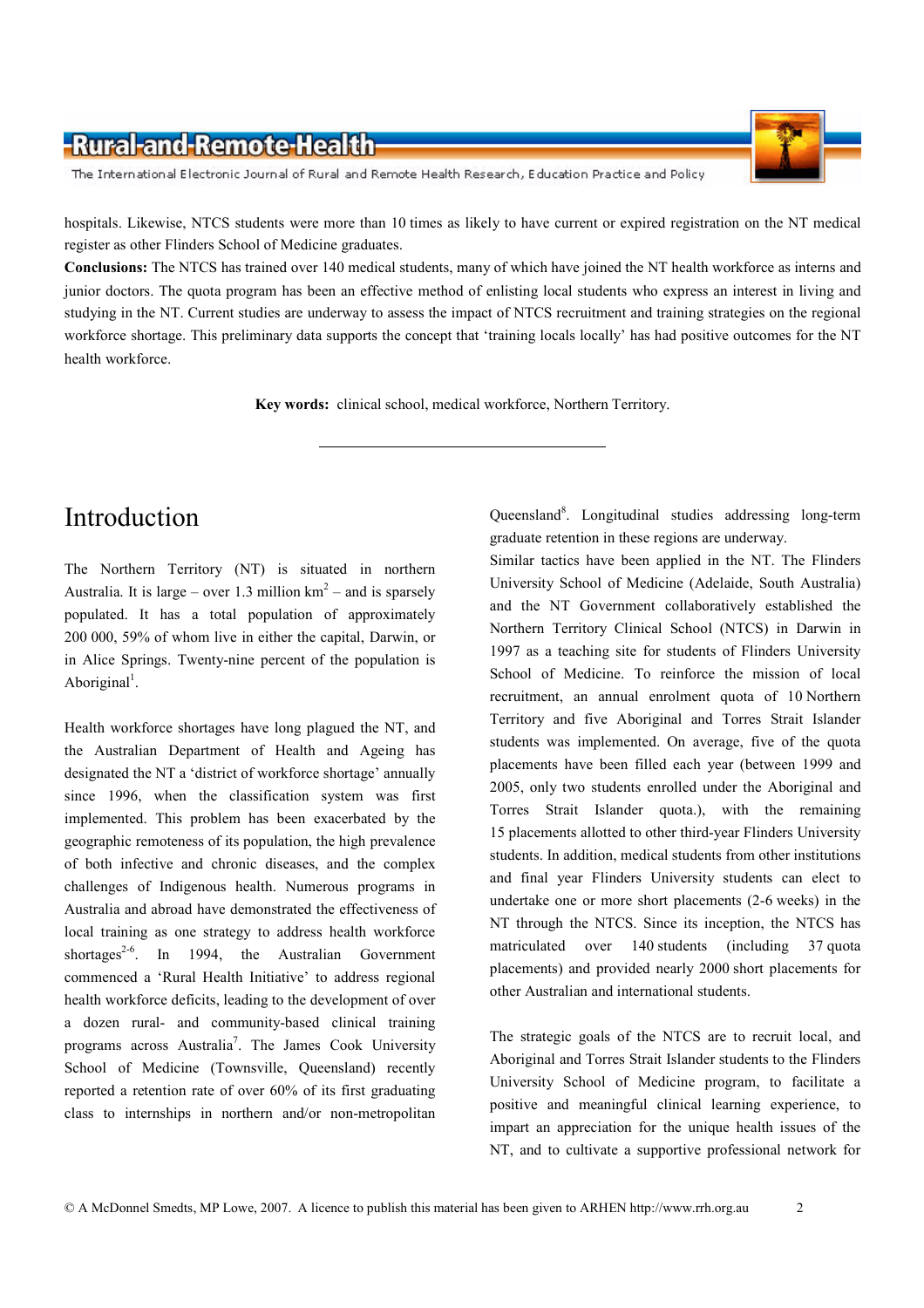hospitals. Likewise, NTCS students were more than 10 times as likely to have current or expired registration on the NT medical register as other Flinders School of Medicine graduates.

**Conclusions:** The NTCS has trained over 140 medical students, many of which have joined the NT health workforce as interns and junior doctors. The quota program has been an effective method of enlisting local students who express an interest in living and studying in the NT. Current studies are underway to assess the impact of NTCS recruitment and training strategies on the regional workforce shortage. This preliminary data supports the concept that 'training locals locally' has had positive outcomes for the NT health workforce.

**Key words:** clinical school, medical workforce, Northern Territory.

# Introduction

The Northern Territory (NT) is situated in northern Australia. It is large – over 1.3 million km$^2$ – and is sparsely populated. It has a total population of approximately 200 000, 59% of whom live in either the capital, Darwin, or in Alice Springs. Twenty-nine percent of the population is Aboriginal[1].

Health workforce shortages have long plagued the NT, and the Australian Department of Health and Ageing has designated the NT a 'district of workforce shortage' annually since 1996, when the classification system was first implemented. This problem has been exacerbated by the geographic remoteness of its population, the high prevalence of both infective and chronic diseases, and the complex challenges of Indigenous health. Numerous programs in Australia and abroad have demonstrated the effectiveness of local training as one strategy to address health workforce shortages[2-6]. In 1994, the Australian Government commenced a 'Rural Health Initiative' to address regional health workforce deficits, leading to the development of over a dozen rural- and community-based clinical training programs across Australia[7]. The James Cook University School of Medicine (Townsville, Queensland) recently reported a retention rate of over 60% of its first graduating class to internships in northern and/or non-metropolitan Queensland[8]. Longitudinal studies addressing long-term graduate retention in these regions are underway.

Similar tactics have been applied in the NT. The Flinders University School of Medicine (Adelaide, South Australia) and the NT Government collaboratively established the Northern Territory Clinical School (NTCS) in Darwin in 1997 as a teaching site for students of Flinders University School of Medicine. To reinforce the mission of local recruitment, an annual enrolment quota of 10 Northern Territory and five Aboriginal and Torres Strait Islander students was implemented. On average, five of the quota placements have been filled each year (between 1999 and 2005, only two students enrolled under the Aboriginal and Torres Strait Islander quota.), with the remaining 15 placements allotted to other third-year Flinders University students. In addition, medical students from other institutions and final year Flinders University students can elect to undertake one or more short placements (2-6 weeks) in the NT through the NTCS. Since its inception, the NTCS has matriculated over 140 students (including 37 quota placements) and provided nearly 2000 short placements for other Australian and international students.

The strategic goals of the NTCS are to recruit local, and Aboriginal and Torres Strait Islander students to the Flinders University School of Medicine program, to facilitate a positive and meaningful clinical learning experience, to impart an appreciation for the unique health issues of the NT, and to cultivate a supportive professional network for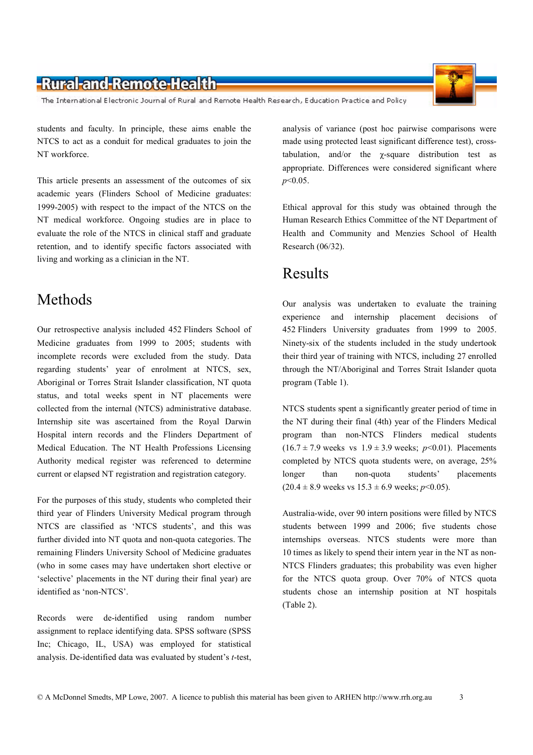students and faculty. In principle, these aims enable the NTCS to act as a conduit for medical graduates to join the NT workforce.

This article presents an assessment of the outcomes of six academic years (Flinders School of Medicine graduates: 1999-2005) with respect to the impact of the NTCS on the NT medical workforce. Ongoing studies are in place to evaluate the role of the NTCS in clinical staff and graduate retention, and to identify specific factors associated with living and working as a clinician in the NT.

# Methods

Our retrospective analysis included 452 Flinders School of Medicine graduates from 1999 to 2005; students with incomplete records were excluded from the study. Data regarding students' year of enrolment at NTCS, sex, Aboriginal or Torres Strait Islander classification, NT quota status, and total weeks spent in NT placements were collected from the internal (NTCS) administrative database. Internship site was ascertained from the Royal Darwin Hospital intern records and the Flinders Department of Medical Education. The NT Health Professions Licensing Authority medical register was referenced to determine current or elapsed NT registration and registration category.

For the purposes of this study, students who completed their third year of Flinders University Medical program through NTCS are classified as 'NTCS students', and this was further divided into NT quota and non-quota categories. The remaining Flinders University School of Medicine graduates (who in some cases may have undertaken short elective or 'selective' placements in the NT during their final year) are identified as 'non-NTCS'.

Records were de-identified using random number assignment to replace identifying data. SPSS software (SPSS Inc; Chicago, IL, USA) was employed for statistical analysis. De-identified data was evaluated by student's *t*-test, analysis of variance (post hoc pairwise comparisons were made using protected least significant difference test), cross-tabulation, and/or the $\chi$-square distribution test as appropriate. Differences were considered significant where $p<0.05$.

Ethical approval for this study was obtained through the Human Research Ethics Committee of the NT Department of Health and Community and Menzies School of Health Research (06/32).

# Results

Our analysis was undertaken to evaluate the training experience and internship placement decisions of 452 Flinders University graduates from 1999 to 2005. Ninety-six of the students included in the study undertook their third year of training with NTCS, including 27 enrolled through the NT/Aboriginal and Torres Strait Islander quota program (Table 1).

NTCS students spent a significantly greater period of time in the NT during their final (4th) year of the Flinders Medical program than non-NTCS Flinders medical students ($16.7 \pm 7.9$ weeks vs $1.9 \pm 3.9$ weeks; $p<0.01$). Placements completed by NTCS quota students were, on average, 25% longer than non-quota students' placements ($20.4 \pm 8.9$ weeks vs $15.3 \pm 6.9$ weeks; $p<0.05$).

Australia-wide, over 90 intern positions were filled by NTCS students between 1999 and 2006; five students chose internships overseas. NTCS students were more than 10 times as likely to spend their intern year in the NT as non-NTCS Flinders graduates; this probability was even higher for the NTCS quota group. Over 70% of NTCS quota students chose an internship position at NT hospitals (Table 2).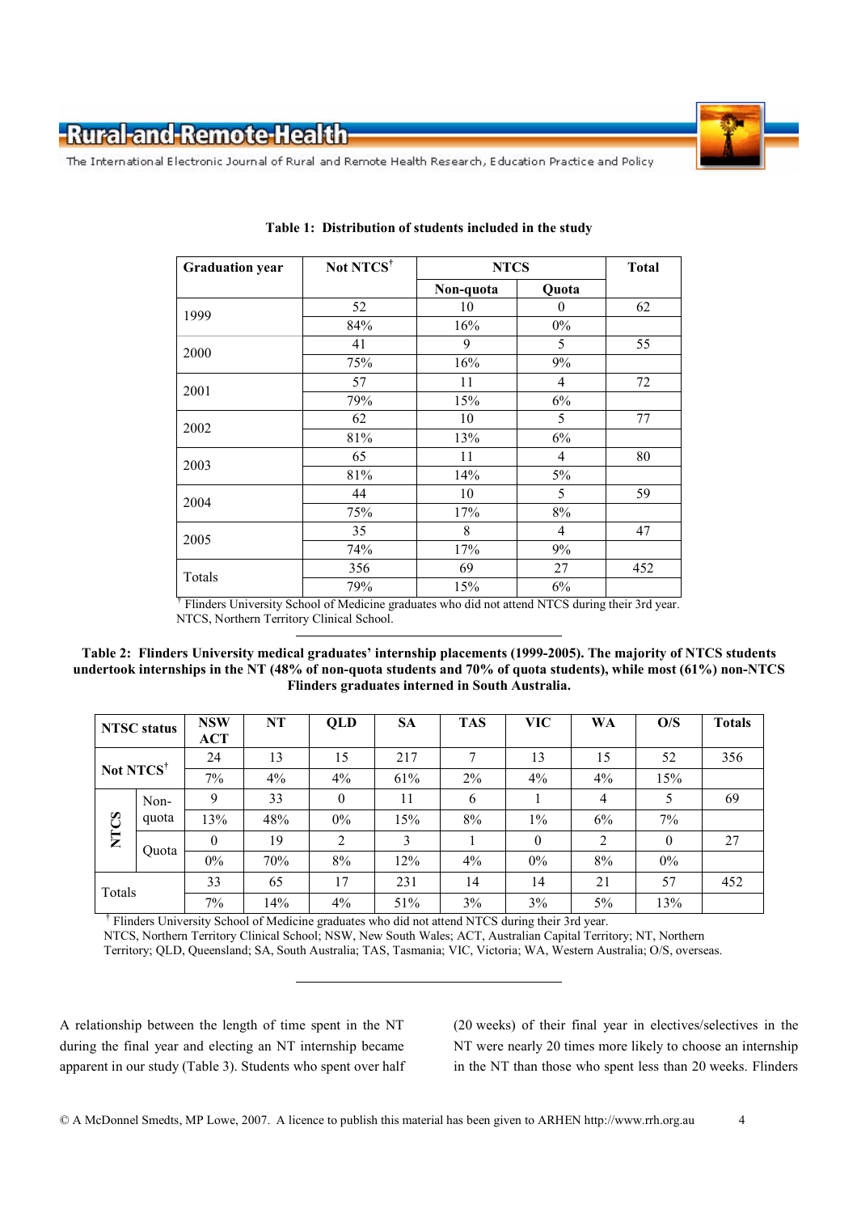**Table 1: Distribution of students included in the study**

| Graduation year | Not NTCS† | NTCS | | Total |
|---|---|---|---|---|
| | | Non-quota | Quota | |
| 1999 | 52 | 10 | 0 | 62 |
| | 84% | 16% | 0% | |
| 2000 | 41 | 9 | 5 | 55 |
| | 75% | 16% | 9% | |
| 2001 | 57 | 11 | 4 | 72 |
| | 79% | 15% | 6% | |
| 2002 | 62 | 10 | 5 | 77 |
| | 81% | 13% | 6% | |
| 2003 | 65 | 11 | 4 | 80 |
| | 81% | 14% | 5% | |
| 2004 | 44 | 10 | 5 | 59 |
| | 75% | 17% | 8% | |
| 2005 | 35 | 8 | 4 | 47 |
| | 74% | 17% | 9% | |
| Totals | 356 | 69 | 27 | 452 |
| | 79% | 15% | 6% | |

† Flinders University School of Medicine graduates who did not attend NTCS during their 3rd year.
NTCS, Northern Territory Clinical School.

**Table 2: Flinders University medical graduates' internship placements (1999-2005). The majority of NTCS students undertook internships in the NT (48% of non-quota students and 70% of quota students), while most (61%) non-NTCS Flinders graduates interned in South Australia.**

| NTSC status | | NSW ACT | NT | QLD | SA | TAS | VIC | WA | O/S | Totals |
|---|---|---|---|---|---|---|---|---|---|---|
| Not NTCS† | | 24 | 13 | 15 | 217 | 7 | 13 | 15 | 52 | 356 |
| | | 7% | 4% | 4% | 61% | 2% | 4% | 4% | 15% | |
| NTCS | Non-quota | 9 | 33 | 0 | 11 | 6 | 1 | 4 | 5 | 69 |
| | | 13% | 48% | 0% | 15% | 8% | 1% | 6% | 7% | |
| | Quota | 0 | 19 | 2 | 3 | 1 | 0 | 2 | 0 | 27 |
| | | 0% | 70% | 8% | 12% | 4% | 0% | 8% | 0% | |
| Totals | | 33 | 65 | 17 | 231 | 14 | 14 | 21 | 57 | 452 |
| | | 7% | 14% | 4% | 51% | 3% | 3% | 5% | 13% | |

† Flinders University School of Medicine graduates who did not attend NTCS during their 3rd year.
NTCS, Northern Territory Clinical School; NSW, New South Wales; ACT, Australian Capital Territory; NT, Northern Territory; QLD, Queensland; SA, South Australia; TAS, Tasmania; VIC, Victoria; WA, Western Australia; O/S, overseas.

A relationship between the length of time spent in the NT during the final year and electing an NT internship became apparent in our study (Table 3). Students who spent over half (20 weeks) of their final year in electives/selectives in the NT were nearly 20 times more likely to choose an internship in the NT than those who spent less than 20 weeks. Flinders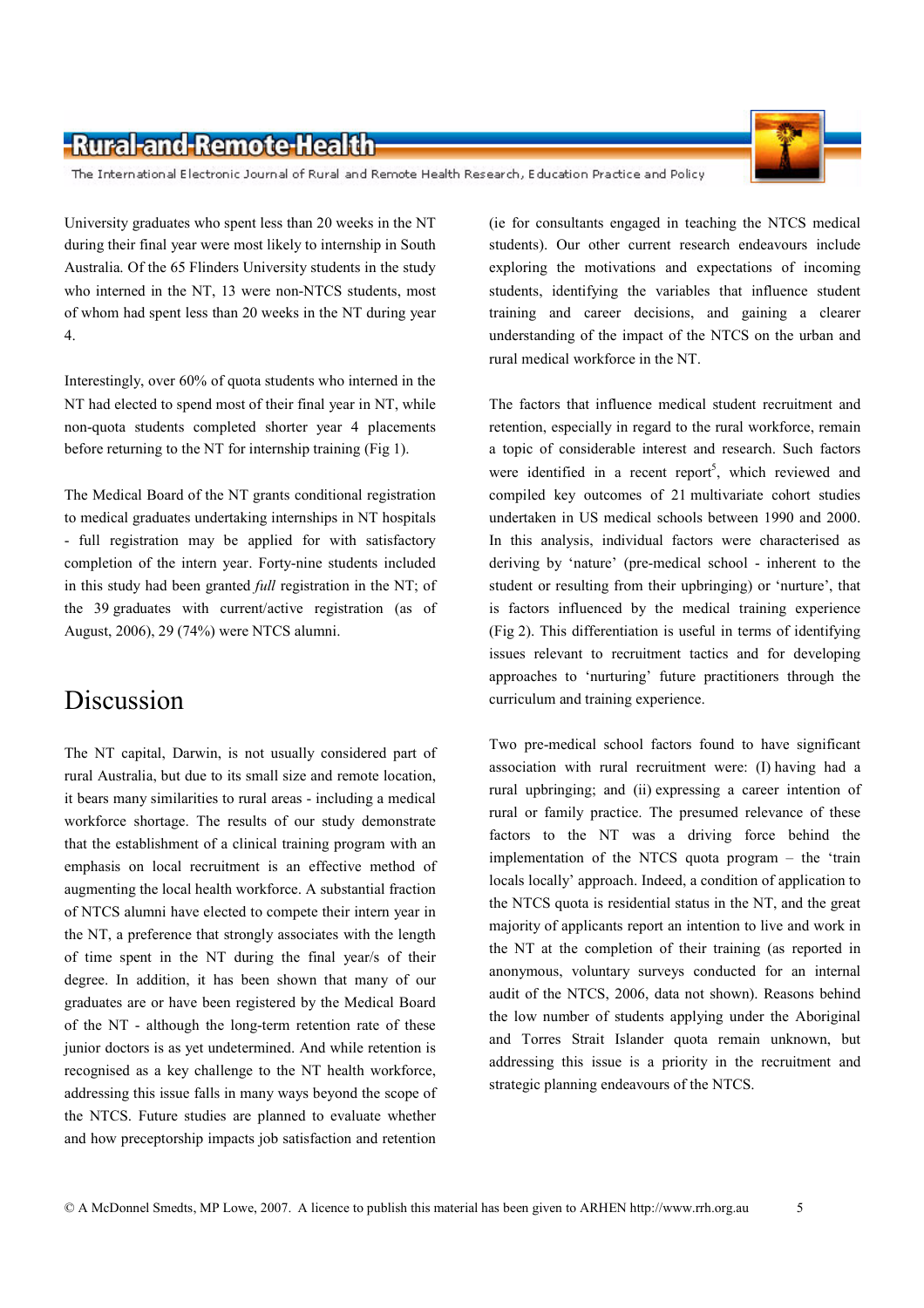University graduates who spent less than 20 weeks in the NT during their final year were most likely to internship in South Australia. Of the 65 Flinders University students in the study who interned in the NT, 13 were non-NTCS students, most of whom had spent less than 20 weeks in the NT during year 4.

Interestingly, over 60% of quota students who interned in the NT had elected to spend most of their final year in NT, while non-quota students completed shorter year 4 placements before returning to the NT for internship training (Fig 1).

The Medical Board of the NT grants conditional registration to medical graduates undertaking internships in NT hospitals - full registration may be applied for with satisfactory completion of the intern year. Forty-nine students included in this study had been granted *full* registration in the NT; of the 39 graduates with current/active registration (as of August, 2006), 29 (74%) were NTCS alumni.

# Discussion

The NT capital, Darwin, is not usually considered part of rural Australia, but due to its small size and remote location, it bears many similarities to rural areas - including a medical workforce shortage. The results of our study demonstrate that the establishment of a clinical training program with an emphasis on local recruitment is an effective method of augmenting the local health workforce. A substantial fraction of NTCS alumni have elected to compete their intern year in the NT, a preference that strongly associates with the length of time spent in the NT during the final year/s of their degree. In addition, it has been shown that many of our graduates are or have been registered by the Medical Board of the NT - although the long-term retention rate of these junior doctors is as yet undetermined. And while retention is recognised as a key challenge to the NT health workforce, addressing this issue falls in many ways beyond the scope of the NTCS. Future studies are planned to evaluate whether and how preceptorship impacts job satisfaction and retention (ie for consultants engaged in teaching the NTCS medical students). Our other current research endeavours include exploring the motivations and expectations of incoming students, identifying the variables that influence student training and career decisions, and gaining a clearer understanding of the impact of the NTCS on the urban and rural medical workforce in the NT.

The factors that influence medical student recruitment and retention, especially in regard to the rural workforce, remain a topic of considerable interest and research. Such factors were identified in a recent report[5], which reviewed and compiled key outcomes of 21 multivariate cohort studies undertaken in US medical schools between 1990 and 2000. In this analysis, individual factors were characterised as deriving by 'nature' (pre-medical school - inherent to the student or resulting from their upbringing) or 'nurture', that is factors influenced by the medical training experience (Fig 2). This differentiation is useful in terms of identifying issues relevant to recruitment tactics and for developing approaches to 'nurturing' future practitioners through the curriculum and training experience.

Two pre-medical school factors found to have significant association with rural recruitment were: (I) having had a rural upbringing; and (ii) expressing a career intention of rural or family practice. The presumed relevance of these factors to the NT was a driving force behind the implementation of the NTCS quota program – the 'train locals locally' approach. Indeed, a condition of application to the NTCS quota is residential status in the NT, and the great majority of applicants report an intention to live and work in the NT at the completion of their training (as reported in anonymous, voluntary surveys conducted for an internal audit of the NTCS, 2006, data not shown). Reasons behind the low number of students applying under the Aboriginal and Torres Strait Islander quota remain unknown, but addressing this issue is a priority in the recruitment and strategic planning endeavours of the NTCS.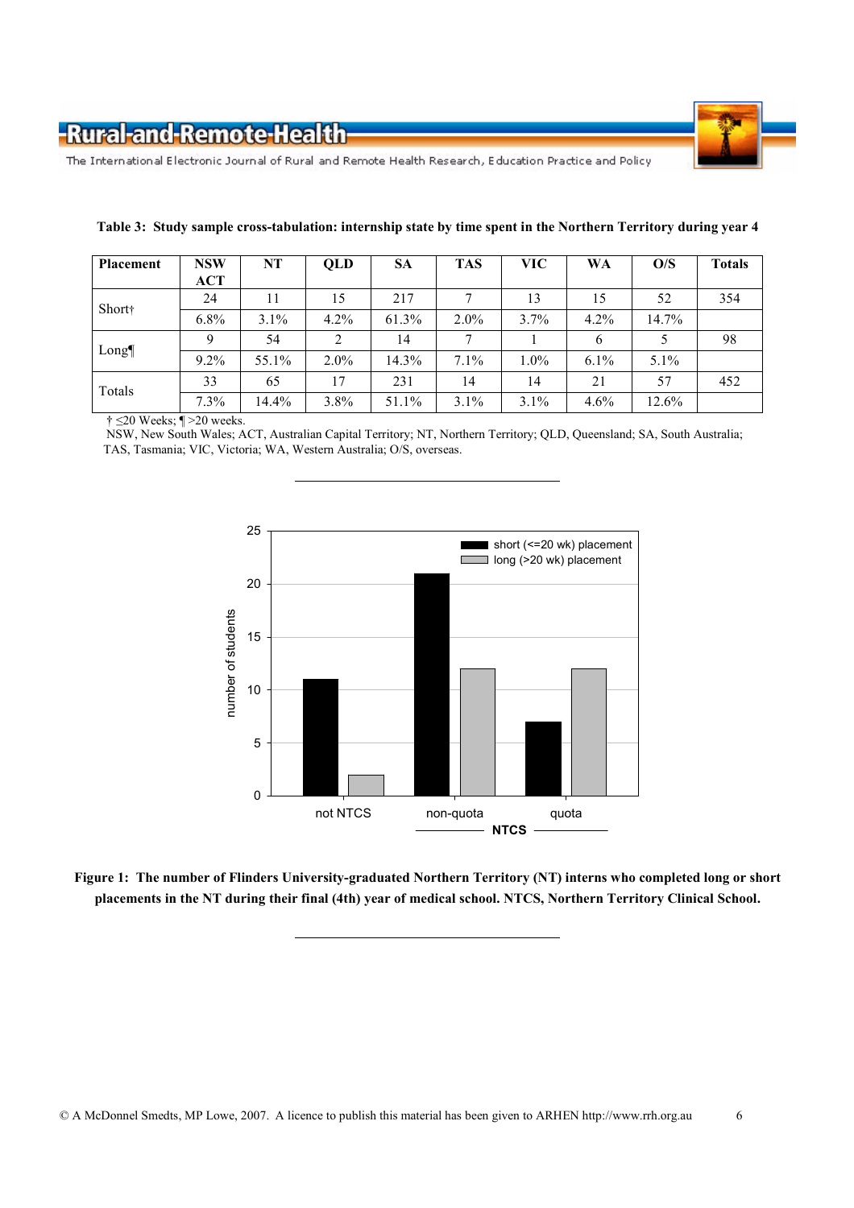**Table 3: Study sample cross-tabulation: internship state by time spent in the Northern Territory during year 4**

| Placement | NSW ACT | NT | QLD | SA | TAS | VIC | WA | O/S | Totals |
|---|---|---|---|---|---|---|---|---|---|
| Short† | 24 | 11 | 15 | 217 | 7 | 13 | 15 | 52 | 354 |
| | 6.8% | 3.1% | 4.2% | 61.3% | 2.0% | 3.7% | 4.2% | 14.7% | |
| Long¶ | 9 | 54 | 2 | 14 | 7 | 1 | 6 | 5 | 98 |
| | 9.2% | 55.1% | 2.0% | 14.3% | 7.1% | 1.0% | 6.1% | 5.1% | |
| Totals | 33 | 65 | 17 | 231 | 14 | 14 | 21 | 57 | 452 |
| | 7.3% | 14.4% | 3.8% | 51.1% | 3.1% | 3.1% | 4.6% | 12.6% | |

† ≤20 Weeks; ¶ >20 weeks.
NSW, New South Wales; ACT, Australian Capital Territory; NT, Northern Territory; QLD, Queensland; SA, South Australia; TAS, Tasmania; VIC, Victoria; WA, Western Australia; O/S, overseas.

**Figure 1: The number of Flinders University-graduated Northern Territory (NT) interns who completed long or short placements in the NT during their final (4th) year of medical school. NTCS, Northern Territory Clinical School.**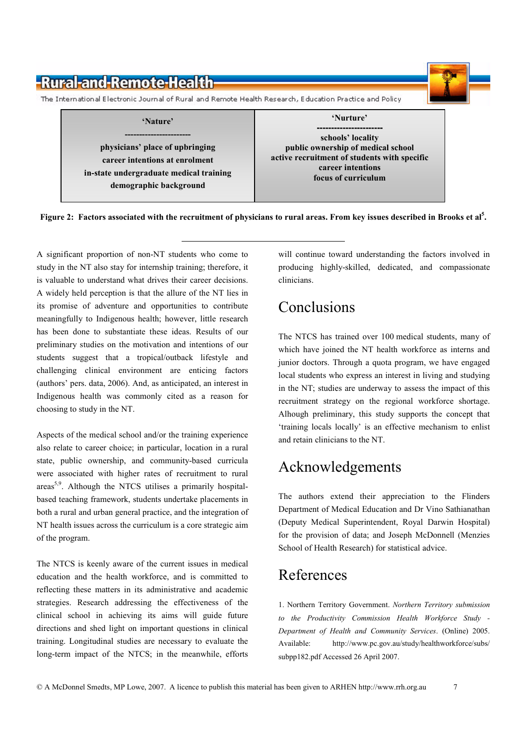| 'Nature' | 'Nurture' |
| --- | --- |
| physicians' place of upbringing<br>career intentions at enrolment<br>in-state undergraduate medical training<br>demographic background | schools' locality<br>public ownership of medical school<br>active recruitment of students with specific career intentions<br>focus of curriculum |

**Figure 2: Factors associated with the recruitment of physicians to rural areas. From key issues described in Brooks et al[5].**

A significant proportion of non-NT students who come to study in the NT also stay for internship training; therefore, it is valuable to understand what drives their career decisions. A widely held perception is that the allure of the NT lies in its promise of adventure and opportunities to contribute meaningfully to Indigenous health; however, little research has been done to substantiate these ideas. Results of our preliminary studies on the motivation and intentions of our students suggest that a tropical/outback lifestyle and challenging clinical environment are enticing factors (authors' pers. data, 2006). And, as anticipated, an interest in Indigenous health was commonly cited as a reason for choosing to study in the NT.

Aspects of the medical school and/or the training experience also relate to career choice; in particular, location in a rural state, public ownership, and community-based curricula were associated with higher rates of recruitment to rural areas[5,9]. Although the NTCS utilises a primarily hospital-based teaching framework, students undertake placements in both a rural and urban general practice, and the integration of NT health issues across the curriculum is a core strategic aim of the program.

The NTCS is keenly aware of the current issues in medical education and the health workforce, and is committed to reflecting these matters in its administrative and academic strategies. Research addressing the effectiveness of the clinical school in achieving its aims will guide future directions and shed light on important questions in clinical training. Longitudinal studies are necessary to evaluate the long-term impact of the NTCS; in the meanwhile, efforts will continue toward understanding the factors involved in producing highly-skilled, dedicated, and compassionate clinicians.

# Conclusions

The NTCS has trained over 100 medical students, many of which have joined the NT health workforce as interns and junior doctors. Through a quota program, we have engaged local students who express an interest in living and studying in the NT; studies are underway to assess the impact of this recruitment strategy on the regional workforce shortage. Alhough preliminary, this study supports the concept that 'training locals locally' is an effective mechanism to enlist and retain clinicians to the NT.

# Acknowledgements

The authors extend their appreciation to the Flinders Department of Medical Education and Dr Vino Sathianathan (Deputy Medical Superintendent, Royal Darwin Hospital) for the provision of data; and Joseph McDonnell (Menzies School of Health Research) for statistical advice.

# References

1. Northern Territory Government. *Northern Territory submission to the Productivity Commission Health Workforce Study - Department of Health and Community Services*. (Online) 2005. Available: http://www.pc.gov.au/study/healthworkforce/subs/subpp182.pdf Accessed 26 April 2007.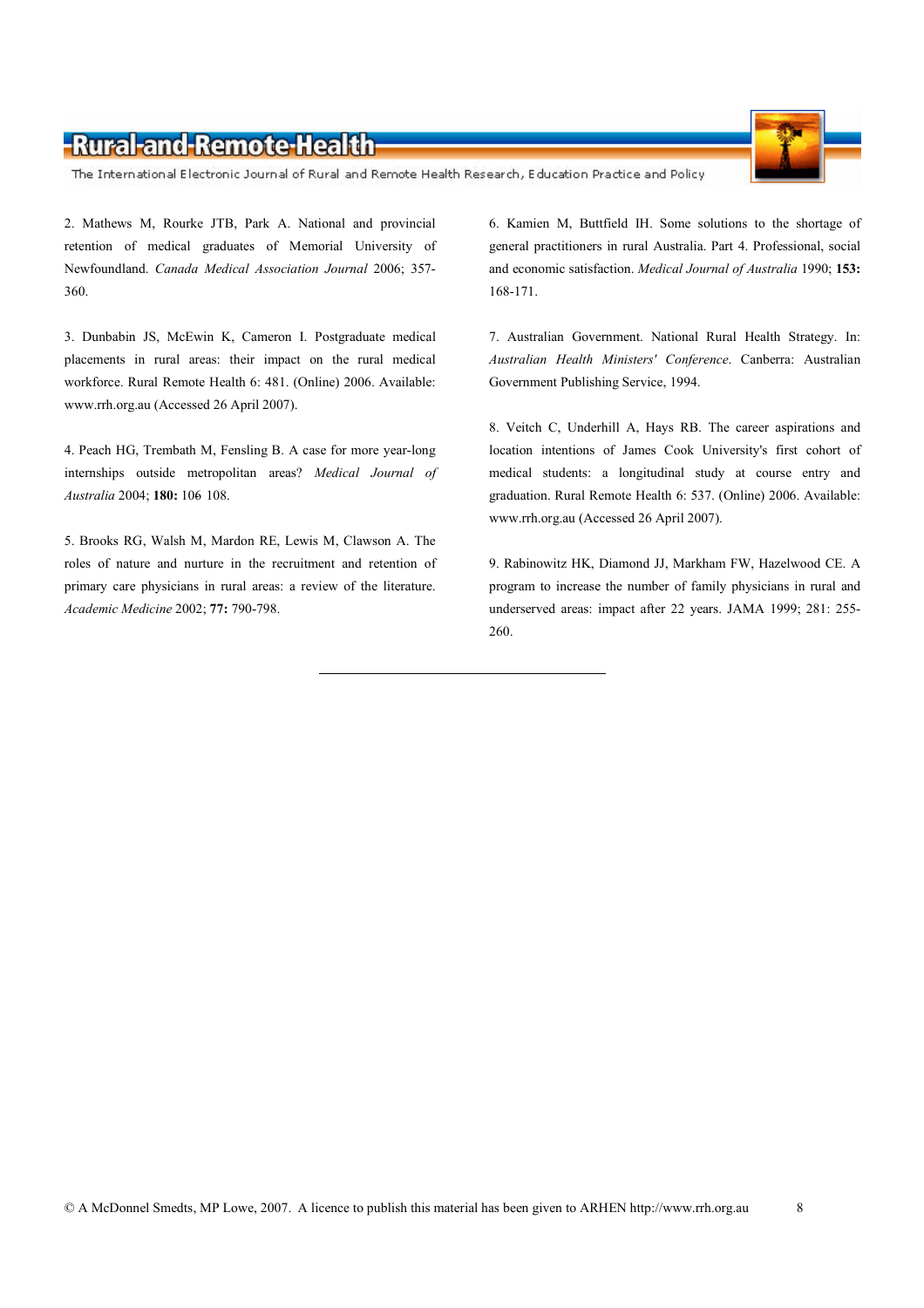2. Mathews M, Rourke JTB, Park A. National and provincial retention of medical graduates of Memorial University of Newfoundland. *Canada Medical Association Journal* 2006; 357-360.

3. Dunbabin JS, McEwin K, Cameron I. Postgraduate medical placements in rural areas: their impact on the rural medical workforce. Rural Remote Health 6: 481. (Online) 2006. Available: www.rrh.org.au (Accessed 26 April 2007).

4. Peach HG, Trembath M, Fensling B. A case for more year-long internships outside metropolitan areas? *Medical Journal of Australia* 2004; **180:** 106 108.

5. Brooks RG, Walsh M, Mardon RE, Lewis M, Clawson A. The roles of nature and nurture in the recruitment and retention of primary care physicians in rural areas: a review of the literature. *Academic Medicine* 2002; **77:** 790-798.

6. Kamien M, Buttfield IH. Some solutions to the shortage of general practitioners in rural Australia. Part 4. Professional, social and economic satisfaction. *Medical Journal of Australia* 1990; **153:** 168-171.

7. Australian Government. National Rural Health Strategy. In: *Australian Health Ministers' Conference*. Canberra: Australian Government Publishing Service, 1994.

8. Veitch C, Underhill A, Hays RB. The career aspirations and location intentions of James Cook University's first cohort of medical students: a longitudinal study at course entry and graduation. Rural Remote Health 6: 537. (Online) 2006. Available: www.rrh.org.au (Accessed 26 April 2007).

9. Rabinowitz HK, Diamond JJ, Markham FW, Hazelwood CE. A program to increase the number of family physicians in rural and underserved areas: impact after 22 years. JAMA 1999; 281: 255-260.

---